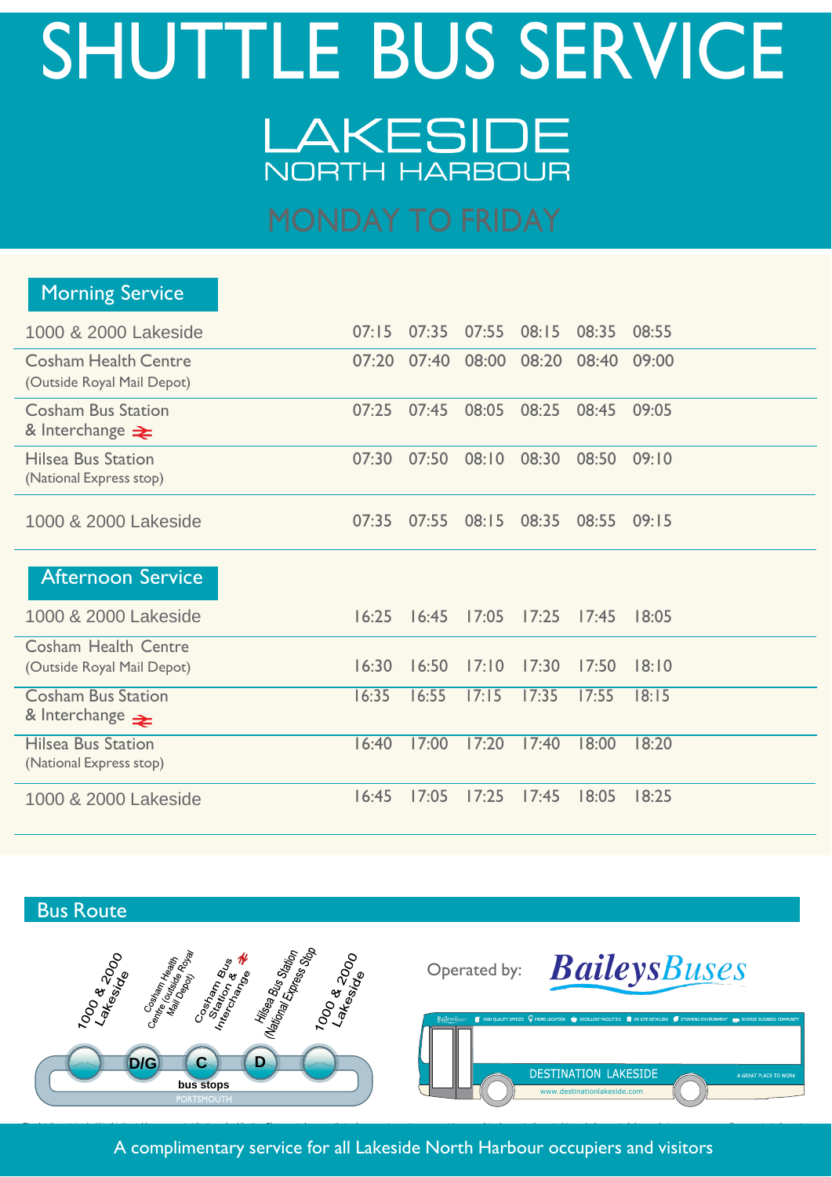# SHUTTLE BUS SERVICE

## LAKESIDE NORTH HARBOUR

### MONDAY TO FRIDAY

## Morning Service

| Stop | | | | | | |
|---|---|---|---|---|---|---|
| 1000 & 2000 Lakeside | 07:15 | 07:35 | 07:55 | 08:15 | 08:35 | 08:55 |
| Cosham Health Centre (Outside Royal Mail Depot) | 07:20 | 07:40 | 08:00 | 08:20 | 08:40 | 09:00 |
| Cosham Bus Station & Interchange | 07:25 | 07:45 | 08:05 | 08:25 | 08:45 | 09:05 |
| Hilsea Bus Station (National Express stop) | 07:30 | 07:50 | 08:10 | 08:30 | 08:50 | 09:10 |
| 1000 & 2000 Lakeside | 07:35 | 07:55 | 08:15 | 08:35 | 08:55 | 09:15 |

## Afternoon Service

| Stop | | | | | | |
|---|---|---|---|---|---|---|
| 1000 & 2000 Lakeside | 16:25 | 16:45 | 17:05 | 17:25 | 17:45 | 18:05 |
| Cosham Health Centre (Outside Royal Mail Depot) | 16:30 | 16:50 | 17:10 | 17:30 | 17:50 | 18:10 |
| Cosham Bus Station & Interchange | 16:35 | 16:55 | 17:15 | 17:35 | 17:55 | 18:15 |
| Hilsea Bus Station (National Express stop) | 16:40 | 17:00 | 17:20 | 17:40 | 18:00 | 18:20 |
| 1000 & 2000 Lakeside | 16:45 | 17:05 | 17:25 | 17:45 | 18:05 | 18:25 |

## Bus Route

1000 & 2000 Lakeside → Cosham Health Centre (outside Royal Mail Depot) (D/G) → Cosham Bus Station & Interchange (C) → Hilsea Bus Station (National Express Stop) (D) → 1000 & 2000 Lakeside

bus stops

PORTSMOUTH

Operated by: BaileysBuses

DESTINATION LAKESIDE

www.destinationlakeside.com

A GREAT PLACE TO WORK

A complimentary service for all Lakeside North Harbour occupiers and visitors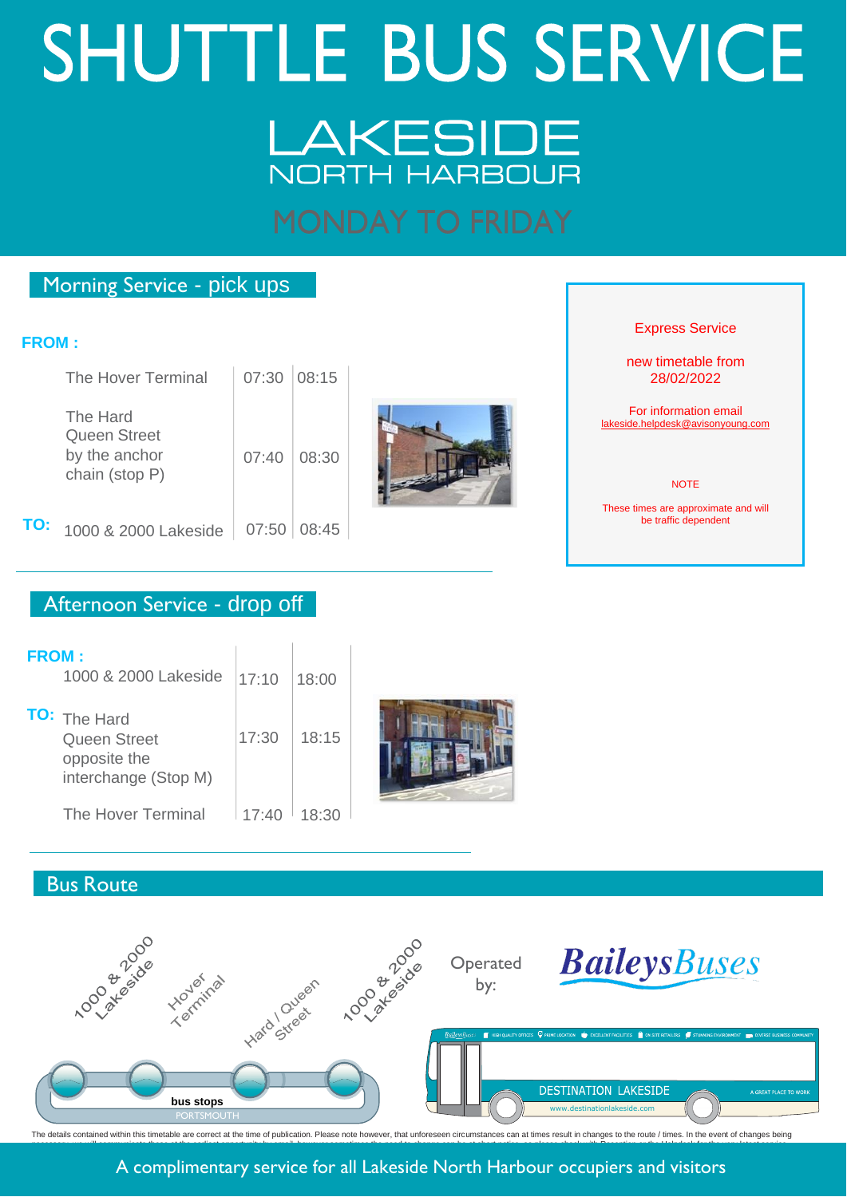# SHUTTLE BUS SERVICE

## LAKESIDE
NORTH HARBOUR

MONDAY TO FRIDAY

## Morning Service - pick ups

**FROM :**

| | | |
|---|---|---|
| The Hover Terminal | 07:30 | 08:15 |
| The Hard Queen Street by the anchor chain (stop P) | 07:40 | 08:30 |
| **TO:** 1000 & 2000 Lakeside | 07:50 | 08:45 |

Express Service

new timetable from 28/02/2022

For information email lakeside.helpdesk@avisonyoung.com

NOTE

These times are approximate and will be traffic dependent

## Afternoon Service - drop off

**FROM :**

| | | |
|---|---|---|
| 1000 & 2000 Lakeside | 17:10 | 18:00 |
| **TO:** The Hard Queen Street opposite the interchange (Stop M) | 17:30 | 18:15 |
| The Hover Terminal | 17:40 | 18:30 |

## Bus Route

1000 & 2000 Lakeside

Hover Terminal

Hard / Queen Street

1000 & 2000 Lakeside

bus stops

PORTSMOUTH

Operated by: BaileysBuses

DESTINATION LAKESIDE

www.destinationlakeside.com

The details contained within this timetable are correct at the time of publication. Please note however, that unforeseen circumstances can at times result in changes to the route / times. In the event of changes being

A complimentary service for all Lakeside North Harbour occupiers and visitors